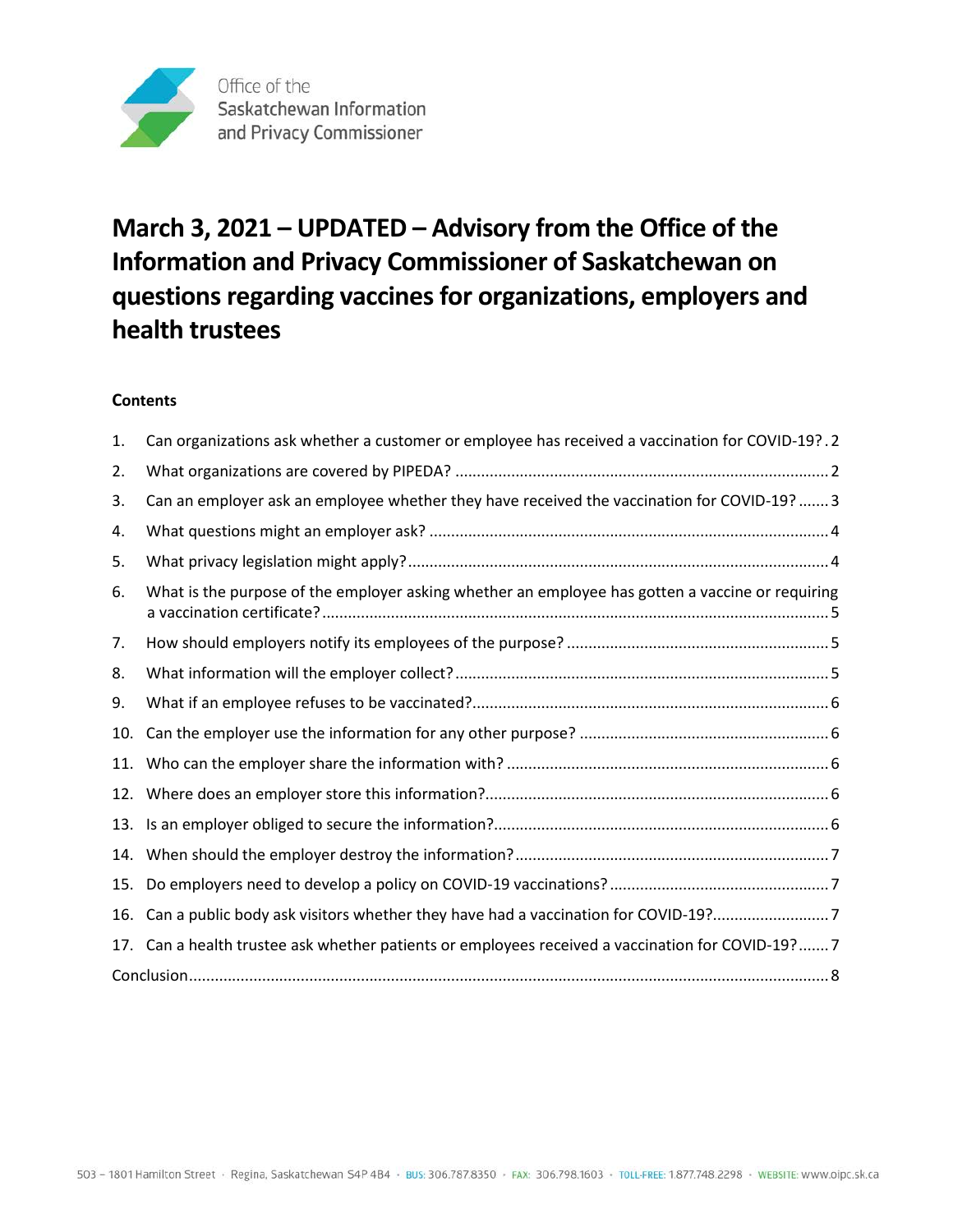Office of the Saskatchewan Information and Privacy Commissioner

# March 3, 2021 – UPDATED – Advisory from the Office of the Information and Privacy Commissioner of Saskatchewan on questions regarding vaccines for organizations, employers and health trustees

**Contents**

1. Can organizations ask whether a customer or employee has received a vaccination for COVID-19? . 2
2. What organizations are covered by PIPEDA? ..... 2
3. Can an employer ask an employee whether they have received the vaccination for COVID-19? ..... 3
4. What questions might an employer ask? ..... 4
5. What privacy legislation might apply? ..... 4
6. What is the purpose of the employer asking whether an employee has gotten a vaccine or requiring a vaccination certificate? ..... 5
7. How should employers notify its employees of the purpose? ..... 5
8. What information will the employer collect? ..... 5
9. What if an employee refuses to be vaccinated? ..... 6
10. Can the employer use the information for any other purpose? ..... 6
11. Who can the employer share the information with? ..... 6
12. Where does an employer store this information? ..... 6
13. Is an employer obliged to secure the information? ..... 6
14. When should the employer destroy the information? ..... 7
15. Do employers need to develop a policy on COVID-19 vaccinations? ..... 7
16. Can a public body ask visitors whether they have had a vaccination for COVID-19? ..... 7
17. Can a health trustee ask whether patients or employees received a vaccination for COVID-19? ..... 7

Conclusion ..... 8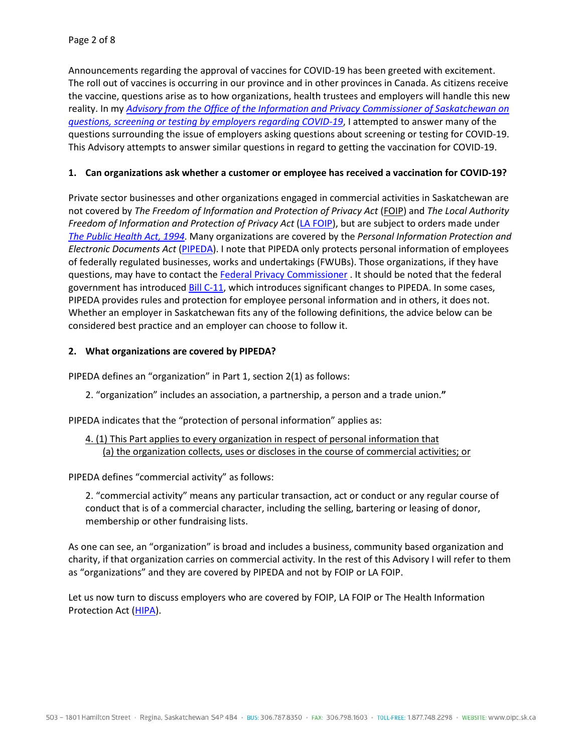Announcements regarding the approval of vaccines for COVID-19 has been greeted with excitement. The roll out of vaccines is occurring in our province and in other provinces in Canada. As citizens receive the vaccine, questions arise as to how organizations, health trustees and employers will handle this new reality. In my *Advisory from the Office of the Information and Privacy Commissioner of Saskatchewan on questions, screening or testing by employers regarding COVID-19*, I attempted to answer many of the questions surrounding the issue of employers asking questions about screening or testing for COVID-19. This Advisory attempts to answer similar questions in regard to getting the vaccination for COVID-19.

**1. Can organizations ask whether a customer or employee has received a vaccination for COVID-19?**

Private sector businesses and other organizations engaged in commercial activities in Saskatchewan are not covered by *The Freedom of Information and Protection of Privacy Act* (FOIP) and *The Local Authority Freedom of Information and Protection of Privacy Act* (LA FOIP), but are subject to orders made under *The Public Health Act, 1994*. Many organizations are covered by the *Personal Information Protection and Electronic Documents Act* (PIPEDA). I note that PIPEDA only protects personal information of employees of federally regulated businesses, works and undertakings (FWUBs). Those organizations, if they have questions, may have to contact the Federal Privacy Commissioner . It should be noted that the federal government has introduced Bill C-11, which introduces significant changes to PIPEDA. In some cases, PIPEDA provides rules and protection for employee personal information and in others, it does not. Whether an employer in Saskatchewan fits any of the following definitions, the advice below can be considered best practice and an employer can choose to follow it.

**2. What organizations are covered by PIPEDA?**

PIPEDA defines an "organization" in Part 1, section 2(1) as follows:

> 2. "organization" includes an association, a partnership, a person and a trade union.**"**

PIPEDA indicates that the "protection of personal information" applies as:

> 4. (1) This Part applies to every organization in respect of personal information that
>    (a) the organization collects, uses or discloses in the course of commercial activities; or

PIPEDA defines "commercial activity" as follows:

> 2. "commercial activity" means any particular transaction, act or conduct or any regular course of conduct that is of a commercial character, including the selling, bartering or leasing of donor, membership or other fundraising lists.

As one can see, an "organization" is broad and includes a business, community based organization and charity, if that organization carries on commercial activity. In the rest of this Advisory I will refer to them as "organizations" and they are covered by PIPEDA and not by FOIP or LA FOIP.

Let us now turn to discuss employers who are covered by FOIP, LA FOIP or The Health Information Protection Act (HIPA).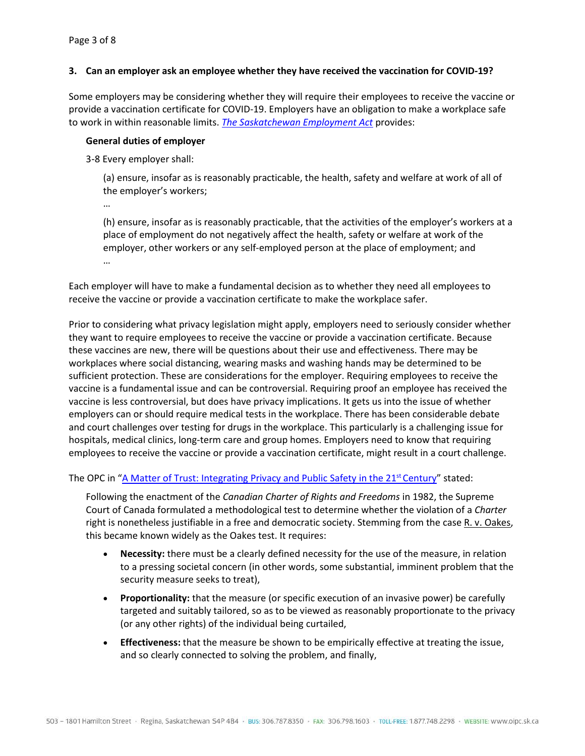### 3. Can an employer ask an employee whether they have received the vaccination for COVID-19?

Some employers may be considering whether they will require their employees to receive the vaccine or provide a vaccination certificate for COVID-19. Employers have an obligation to make a workplace safe to work in within reasonable limits. *The Saskatchewan Employment Act* provides:

> **General duties of employer**
>
> 3-8 Every employer shall:
>
> > (a) ensure, insofar as is reasonably practicable, the health, safety and welfare at work of all of the employer's workers;
> >
> > …
> >
> > (h) ensure, insofar as is reasonably practicable, that the activities of the employer's workers at a place of employment do not negatively affect the health, safety or welfare at work of the employer, other workers or any self-employed person at the place of employment; and
> >
> > …

Each employer will have to make a fundamental decision as to whether they need all employees to receive the vaccine or provide a vaccination certificate to make the workplace safer.

Prior to considering what privacy legislation might apply, employers need to seriously consider whether they want to require employees to receive the vaccine or provide a vaccination certificate. Because these vaccines are new, there will be questions about their use and effectiveness. There may be workplaces where social distancing, wearing masks and washing hands may be determined to be sufficient protection. These are considerations for the employer. Requiring employees to receive the vaccine is a fundamental issue and can be controversial. Requiring proof an employee has received the vaccine is less controversial, but does have privacy implications. It gets us into the issue of whether employers can or should require medical tests in the workplace. There has been considerable debate and court challenges over testing for drugs in the workplace. This particularly is a challenging issue for hospitals, medical clinics, long-term care and group homes. Employers need to know that requiring employees to receive the vaccine or provide a vaccination certificate, might result in a court challenge.

The OPC in "A Matter of Trust: Integrating Privacy and Public Safety in the 21st Century" stated:

> Following the enactment of the *Canadian Charter of Rights and Freedoms* in 1982, the Supreme Court of Canada formulated a methodological test to determine whether the violation of a *Charter* right is nonetheless justifiable in a free and democratic society. Stemming from the case R. v. Oakes, this became known widely as the Oakes test. It requires:
>
> - **Necessity:** there must be a clearly defined necessity for the use of the measure, in relation to a pressing societal concern (in other words, some substantial, imminent problem that the security measure seeks to treat),
> - **Proportionality:** that the measure (or specific execution of an invasive power) be carefully targeted and suitably tailored, so as to be viewed as reasonably proportionate to the privacy (or any other rights) of the individual being curtailed,
> - **Effectiveness:** that the measure be shown to be empirically effective at treating the issue, and so clearly connected to solving the problem, and finally,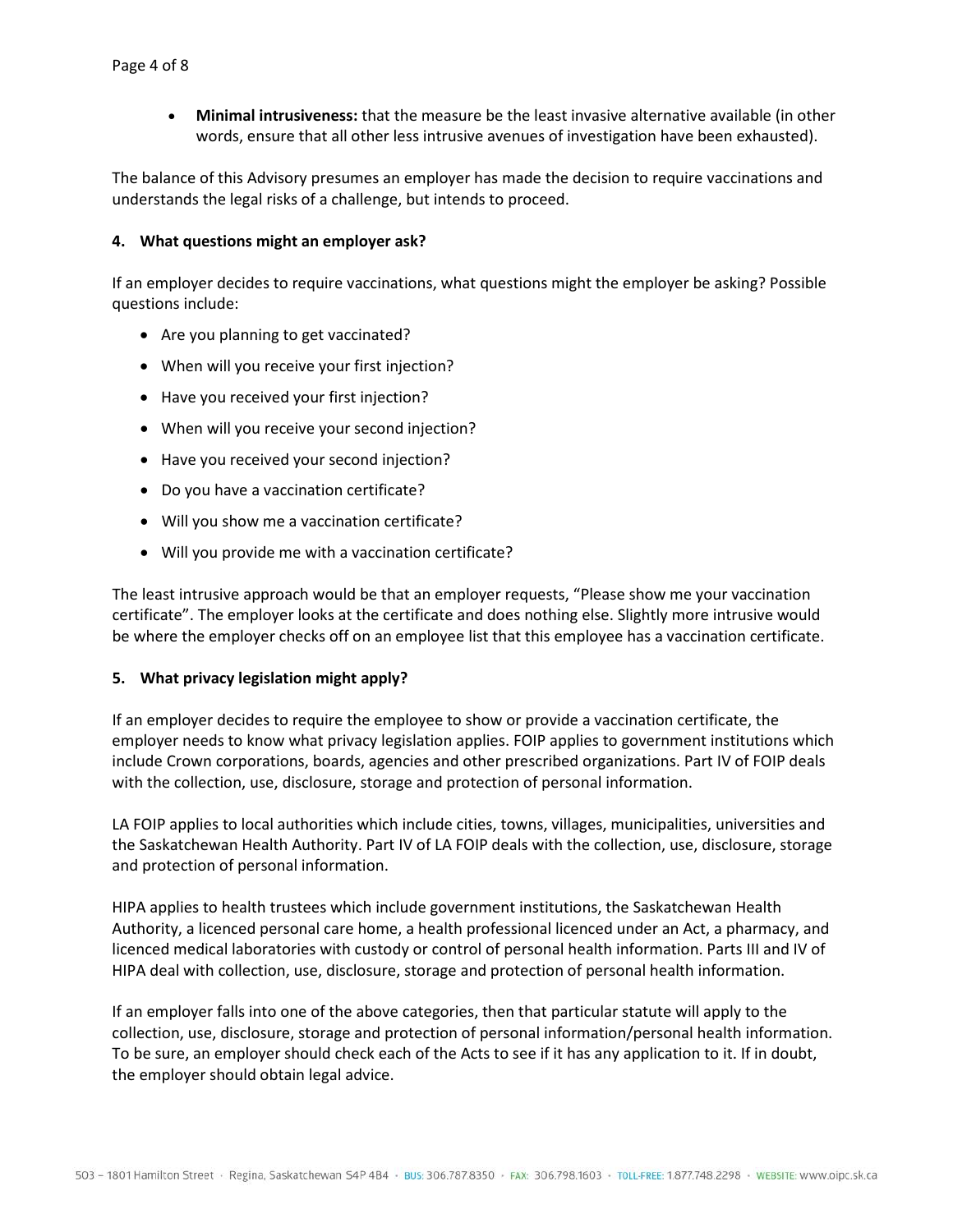- **Minimal intrusiveness:** that the measure be the least invasive alternative available (in other words, ensure that all other less intrusive avenues of investigation have been exhausted).

The balance of this Advisory presumes an employer has made the decision to require vaccinations and understands the legal risks of a challenge, but intends to proceed.

### 4. What questions might an employer ask?

If an employer decides to require vaccinations, what questions might the employer be asking? Possible questions include:

- Are you planning to get vaccinated?
- When will you receive your first injection?
- Have you received your first injection?
- When will you receive your second injection?
- Have you received your second injection?
- Do you have a vaccination certificate?
- Will you show me a vaccination certificate?
- Will you provide me with a vaccination certificate?

The least intrusive approach would be that an employer requests, "Please show me your vaccination certificate". The employer looks at the certificate and does nothing else. Slightly more intrusive would be where the employer checks off on an employee list that this employee has a vaccination certificate.

### 5. What privacy legislation might apply?

If an employer decides to require the employee to show or provide a vaccination certificate, the employer needs to know what privacy legislation applies. FOIP applies to government institutions which include Crown corporations, boards, agencies and other prescribed organizations. Part IV of FOIP deals with the collection, use, disclosure, storage and protection of personal information.

LA FOIP applies to local authorities which include cities, towns, villages, municipalities, universities and the Saskatchewan Health Authority. Part IV of LA FOIP deals with the collection, use, disclosure, storage and protection of personal information.

HIPA applies to health trustees which include government institutions, the Saskatchewan Health Authority, a licenced personal care home, a health professional licenced under an Act, a pharmacy, and licenced medical laboratories with custody or control of personal health information. Parts III and IV of HIPA deal with collection, use, disclosure, storage and protection of personal health information.

If an employer falls into one of the above categories, then that particular statute will apply to the collection, use, disclosure, storage and protection of personal information/personal health information. To be sure, an employer should check each of the Acts to see if it has any application to it. If in doubt, the employer should obtain legal advice.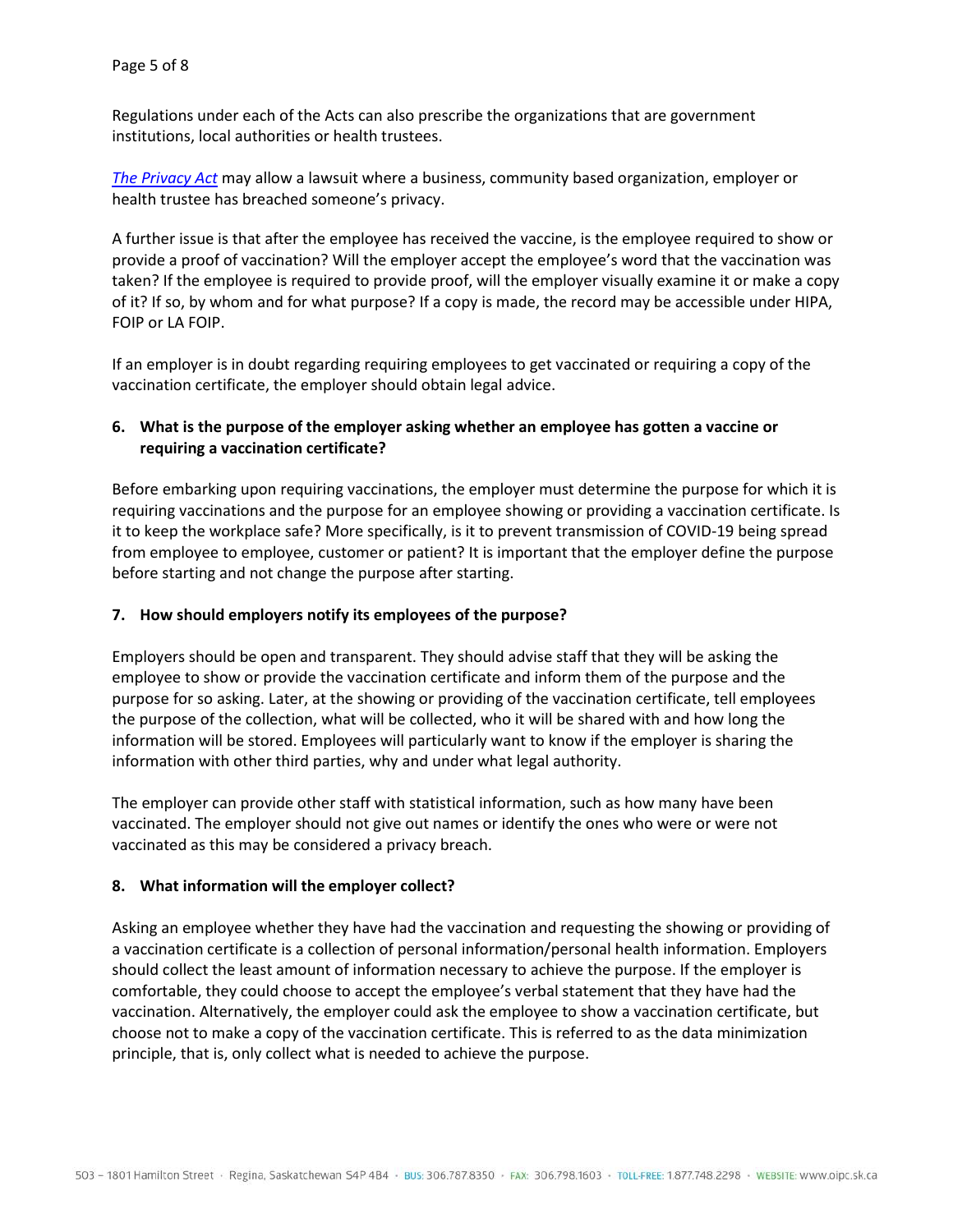Regulations under each of the Acts can also prescribe the organizations that are government institutions, local authorities or health trustees.

*The Privacy Act* may allow a lawsuit where a business, community based organization, employer or health trustee has breached someone's privacy.

A further issue is that after the employee has received the vaccine, is the employee required to show or provide a proof of vaccination? Will the employer accept the employee's word that the vaccination was taken? If the employee is required to provide proof, will the employer visually examine it or make a copy of it? If so, by whom and for what purpose? If a copy is made, the record may be accessible under HIPA, FOIP or LA FOIP.

If an employer is in doubt regarding requiring employees to get vaccinated or requiring a copy of the vaccination certificate, the employer should obtain legal advice.

### 6. What is the purpose of the employer asking whether an employee has gotten a vaccine or requiring a vaccination certificate?

Before embarking upon requiring vaccinations, the employer must determine the purpose for which it is requiring vaccinations and the purpose for an employee showing or providing a vaccination certificate. Is it to keep the workplace safe? More specifically, is it to prevent transmission of COVID-19 being spread from employee to employee, customer or patient? It is important that the employer define the purpose before starting and not change the purpose after starting.

### 7. How should employers notify its employees of the purpose?

Employers should be open and transparent. They should advise staff that they will be asking the employee to show or provide the vaccination certificate and inform them of the purpose and the purpose for so asking. Later, at the showing or providing of the vaccination certificate, tell employees the purpose of the collection, what will be collected, who it will be shared with and how long the information will be stored. Employees will particularly want to know if the employer is sharing the information with other third parties, why and under what legal authority.

The employer can provide other staff with statistical information, such as how many have been vaccinated. The employer should not give out names or identify the ones who were or were not vaccinated as this may be considered a privacy breach.

### 8. What information will the employer collect?

Asking an employee whether they have had the vaccination and requesting the showing or providing of a vaccination certificate is a collection of personal information/personal health information. Employers should collect the least amount of information necessary to achieve the purpose. If the employer is comfortable, they could choose to accept the employee's verbal statement that they have had the vaccination. Alternatively, the employer could ask the employee to show a vaccination certificate, but choose not to make a copy of the vaccination certificate. This is referred to as the data minimization principle, that is, only collect what is needed to achieve the purpose.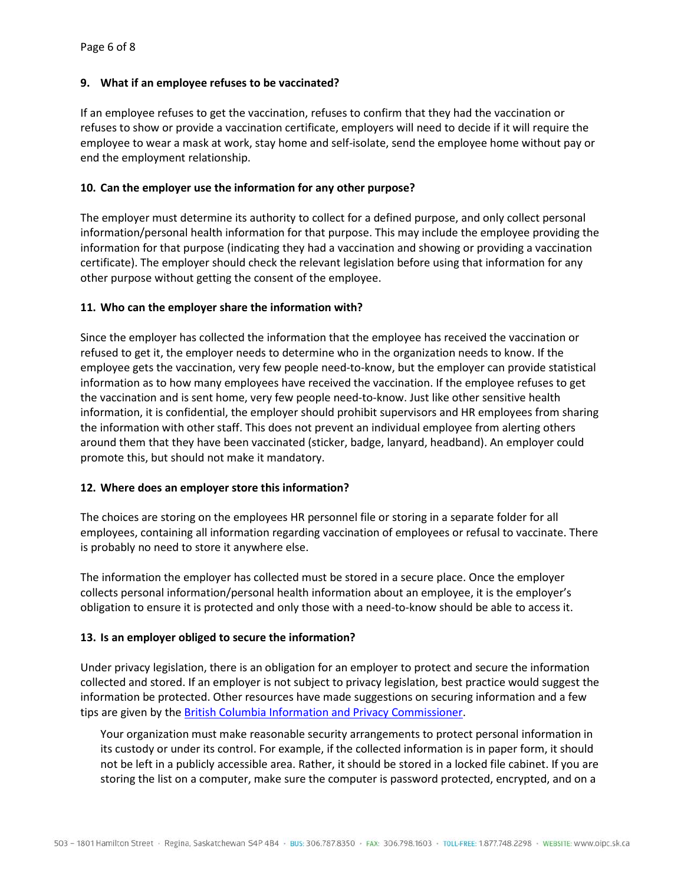### 9. What if an employee refuses to be vaccinated?

If an employee refuses to get the vaccination, refuses to confirm that they had the vaccination or refuses to show or provide a vaccination certificate, employers will need to decide if it will require the employee to wear a mask at work, stay home and self-isolate, send the employee home without pay or end the employment relationship.

### 10. Can the employer use the information for any other purpose?

The employer must determine its authority to collect for a defined purpose, and only collect personal information/personal health information for that purpose. This may include the employee providing the information for that purpose (indicating they had a vaccination and showing or providing a vaccination certificate). The employer should check the relevant legislation before using that information for any other purpose without getting the consent of the employee.

### 11. Who can the employer share the information with?

Since the employer has collected the information that the employee has received the vaccination or refused to get it, the employer needs to determine who in the organization needs to know. If the employee gets the vaccination, very few people need-to-know, but the employer can provide statistical information as to how many employees have received the vaccination. If the employee refuses to get the vaccination and is sent home, very few people need-to-know. Just like other sensitive health information, it is confidential, the employer should prohibit supervisors and HR employees from sharing the information with other staff. This does not prevent an individual employee from alerting others around them that they have been vaccinated (sticker, badge, lanyard, headband). An employer could promote this, but should not make it mandatory.

### 12. Where does an employer store this information?

The choices are storing on the employees HR personnel file or storing in a separate folder for all employees, containing all information regarding vaccination of employees or refusal to vaccinate. There is probably no need to store it anywhere else.

The information the employer has collected must be stored in a secure place. Once the employer collects personal information/personal health information about an employee, it is the employer's obligation to ensure it is protected and only those with a need-to-know should be able to access it.

### 13. Is an employer obliged to secure the information?

Under privacy legislation, there is an obligation for an employer to protect and secure the information collected and stored. If an employer is not subject to privacy legislation, best practice would suggest the information be protected. Other resources have made suggestions on securing information and a few tips are given by the [British Columbia Information and Privacy Commissioner].

> Your organization must make reasonable security arrangements to protect personal information in its custody or under its control. For example, if the collected information is in paper form, it should not be left in a publicly accessible area. Rather, it should be stored in a locked file cabinet. If you are storing the list on a computer, make sure the computer is password protected, encrypted, and on a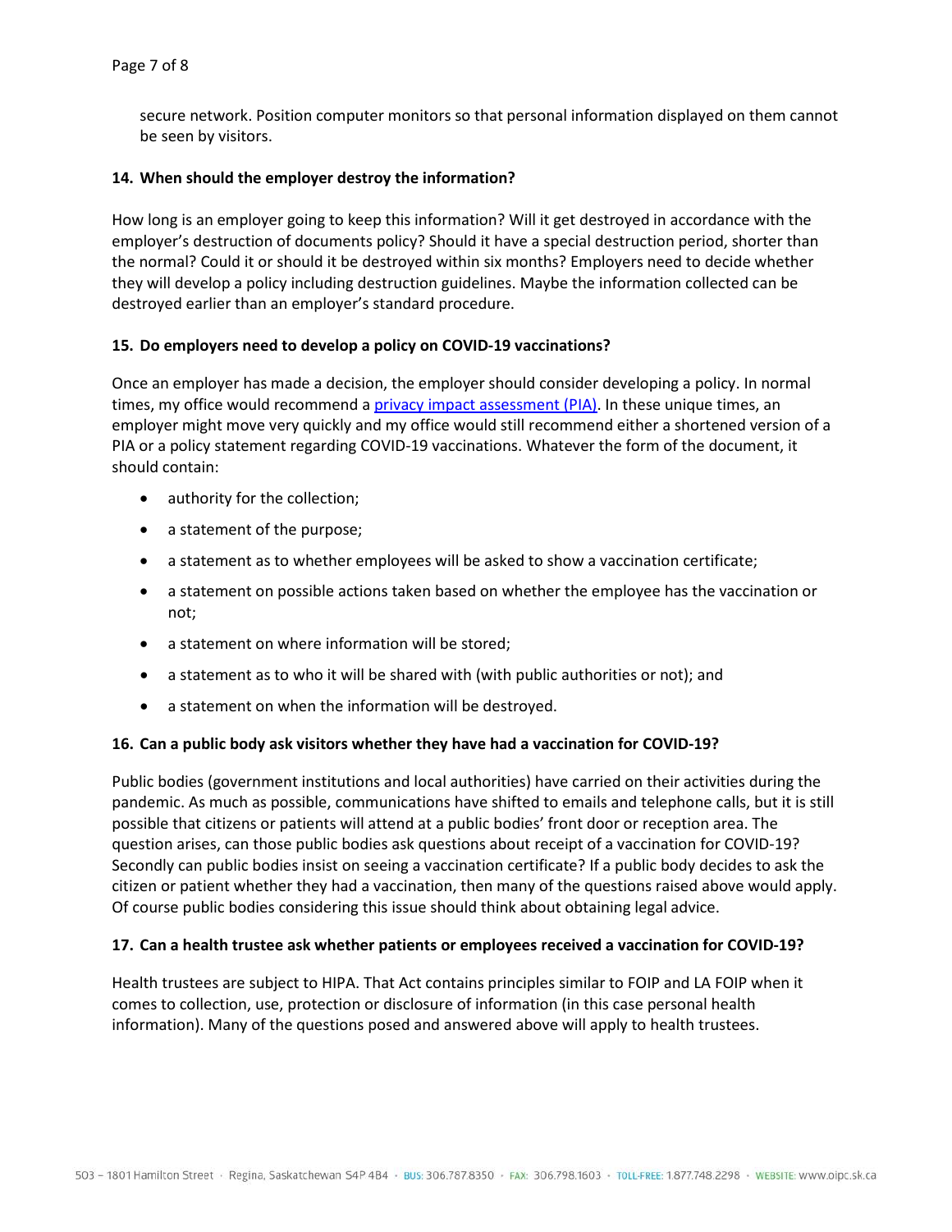secure network. Position computer monitors so that personal information displayed on them cannot be seen by visitors.

**14. When should the employer destroy the information?**

How long is an employer going to keep this information? Will it get destroyed in accordance with the employer's destruction of documents policy? Should it have a special destruction period, shorter than the normal? Could it or should it be destroyed within six months? Employers need to decide whether they will develop a policy including destruction guidelines. Maybe the information collected can be destroyed earlier than an employer's standard procedure.

**15. Do employers need to develop a policy on COVID-19 vaccinations?**

Once an employer has made a decision, the employer should consider developing a policy. In normal times, my office would recommend a privacy impact assessment (PIA). In these unique times, an employer might move very quickly and my office would still recommend either a shortened version of a PIA or a policy statement regarding COVID-19 vaccinations. Whatever the form of the document, it should contain:

- authority for the collection;
- a statement of the purpose;
- a statement as to whether employees will be asked to show a vaccination certificate;
- a statement on possible actions taken based on whether the employee has the vaccination or not;
- a statement on where information will be stored;
- a statement as to who it will be shared with (with public authorities or not); and
- a statement on when the information will be destroyed.

**16. Can a public body ask visitors whether they have had a vaccination for COVID-19?**

Public bodies (government institutions and local authorities) have carried on their activities during the pandemic. As much as possible, communications have shifted to emails and telephone calls, but it is still possible that citizens or patients will attend at a public bodies' front door or reception area. The question arises, can those public bodies ask questions about receipt of a vaccination for COVID-19? Secondly can public bodies insist on seeing a vaccination certificate? If a public body decides to ask the citizen or patient whether they had a vaccination, then many of the questions raised above would apply. Of course public bodies considering this issue should think about obtaining legal advice.

**17. Can a health trustee ask whether patients or employees received a vaccination for COVID-19?**

Health trustees are subject to HIPA. That Act contains principles similar to FOIP and LA FOIP when it comes to collection, use, protection or disclosure of information (in this case personal health information). Many of the questions posed and answered above will apply to health trustees.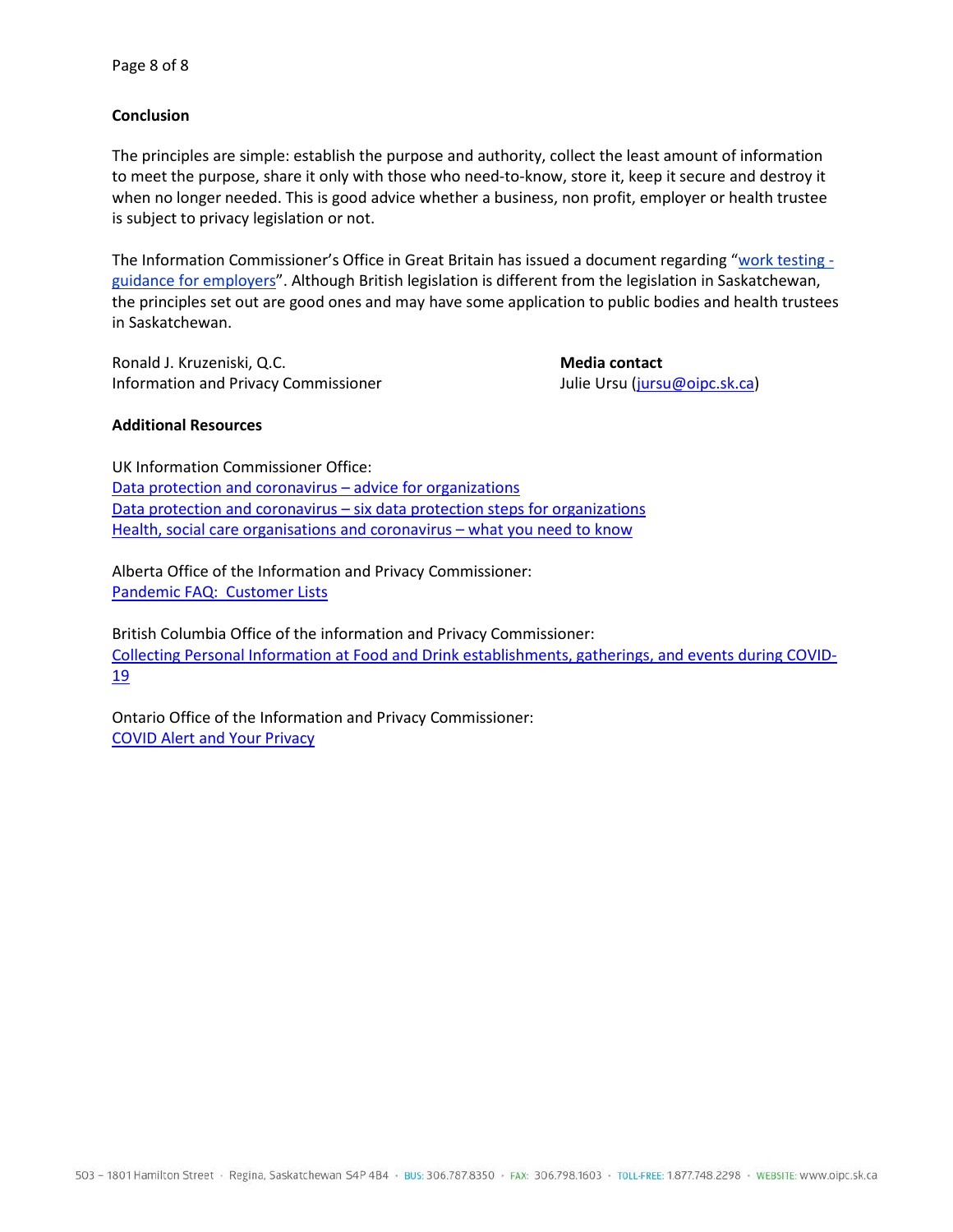**Conclusion**

The principles are simple: establish the purpose and authority, collect the least amount of information to meet the purpose, share it only with those who need-to-know, store it, keep it secure and destroy it when no longer needed. This is good advice whether a business, non profit, employer or health trustee is subject to privacy legislation or not.

The Information Commissioner's Office in Great Britain has issued a document regarding "work testing - guidance for employers". Although British legislation is different from the legislation in Saskatchewan, the principles set out are good ones and may have some application to public bodies and health trustees in Saskatchewan.

Ronald J. Kruzeniski, Q.C.
Information and Privacy Commissioner

**Media contact**
Julie Ursu (jursu@oipc.sk.ca)

**Additional Resources**

UK Information Commissioner Office:
Data protection and coronavirus – advice for organizations
Data protection and coronavirus – six data protection steps for organizations
Health, social care organisations and coronavirus – what you need to know

Alberta Office of the Information and Privacy Commissioner:
Pandemic FAQ: Customer Lists

British Columbia Office of the information and Privacy Commissioner:
Collecting Personal Information at Food and Drink establishments, gatherings, and events during COVID-19

Ontario Office of the Information and Privacy Commissioner:
COVID Alert and Your Privacy